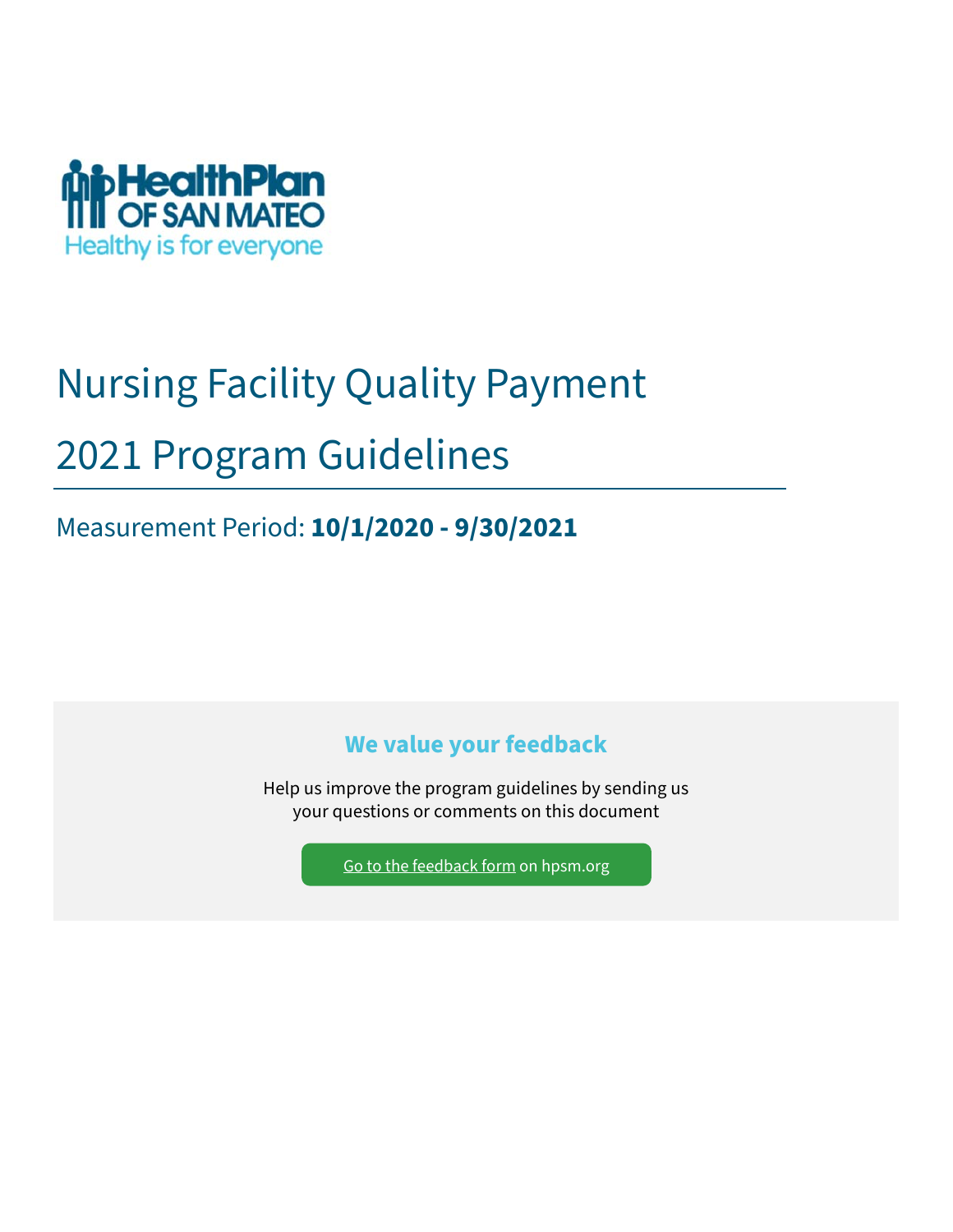HealthPlan OF SAN MATEO

Healthy is for everyone

# Nursing Facility Quality Payment

# 2021 Program Guidelines

Measurement Period: **10/1/2020 - 9/30/2021**

### We value your feedback

Help us improve the program guidelines by sending us your questions or comments on this document

Go to the feedback form on hpsm.org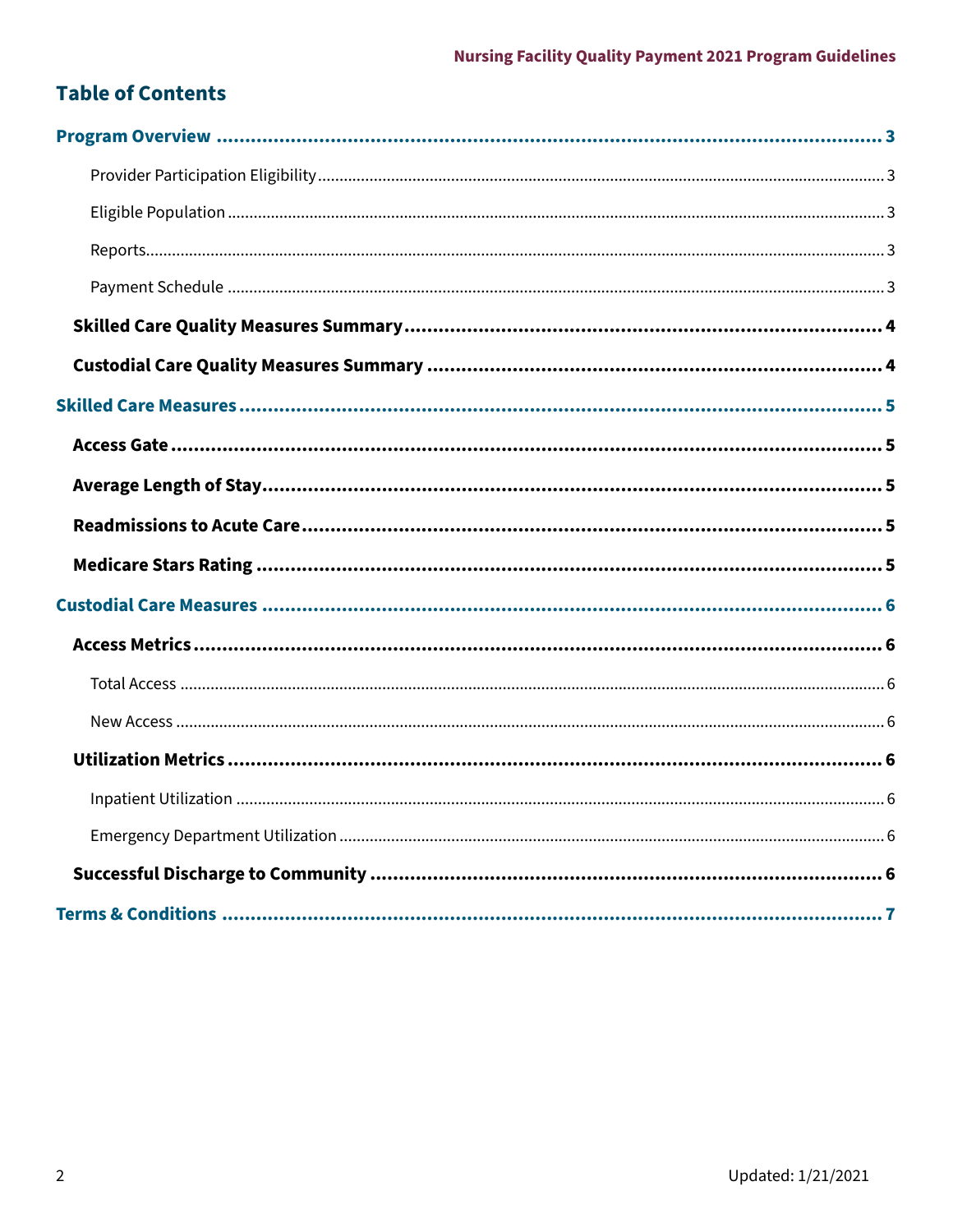## Table of Contents

**Program Overview** ..... 3

- Provider Participation Eligibility ..... 3
- Eligible Population ..... 3
- Reports ..... 3
- Payment Schedule ..... 3

**Skilled Care Quality Measures Summary** ..... 4

**Custodial Care Quality Measures Summary** ..... 4

**Skilled Care Measures** ..... 5

**Access Gate** ..... 5

**Average Length of Stay** ..... 5

**Readmissions to Acute Care** ..... 5

**Medicare Stars Rating** ..... 5

**Custodial Care Measures** ..... 6

**Access Metrics** ..... 6

- Total Access ..... 6
- New Access ..... 6

**Utilization Metrics** ..... 6

- Inpatient Utilization ..... 6
- Emergency Department Utilization ..... 6

**Successful Discharge to Community** ..... 6

**Terms & Conditions** ..... 7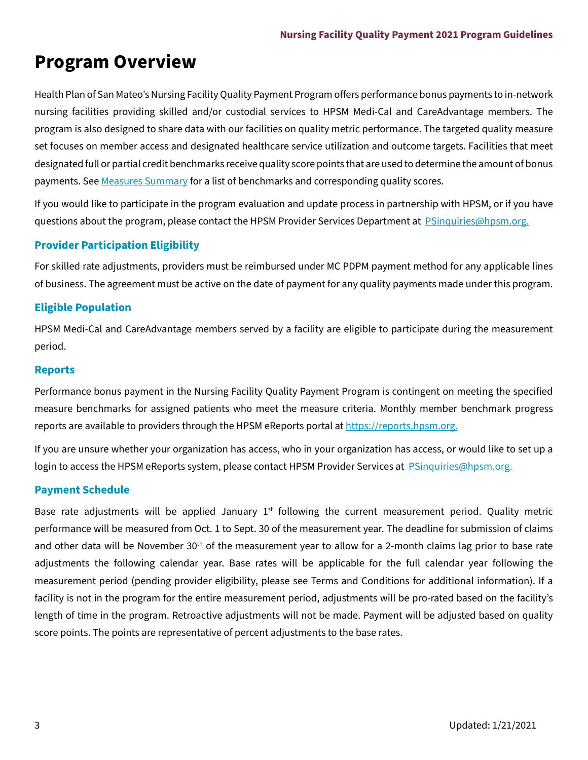# Program Overview

Health Plan of San Mateo's Nursing Facility Quality Payment Program offers performance bonus payments to in-network nursing facilities providing skilled and/or custodial services to HPSM Medi-Cal and CareAdvantage members. The program is also designed to share data with our facilities on quality metric performance. The targeted quality measure set focuses on member access and designated healthcare service utilization and outcome targets. Facilities that meet designated full or partial credit benchmarks receive quality score points that are used to determine the amount of bonus payments. See [Measures Summary](#) for a list of benchmarks and corresponding quality scores.

If you would like to participate in the program evaluation and update process in partnership with HPSM, or if you have questions about the program, please contact the HPSM Provider Services Department at [PSinquiries@hpsm.org.](mailto:PSinquiries@hpsm.org)

## Provider Participation Eligibility

For skilled rate adjustments, providers must be reimbursed under MC PDPM payment method for any applicable lines of business. The agreement must be active on the date of payment for any quality payments made under this program.

## Eligible Population

HPSM Medi-Cal and CareAdvantage members served by a facility are eligible to participate during the measurement period.

## Reports

Performance bonus payment in the Nursing Facility Quality Payment Program is contingent on meeting the specified measure benchmarks for assigned patients who meet the measure criteria. Monthly member benchmark progress reports are available to providers through the HPSM eReports portal at [https://reports.hpsm.org.](https://reports.hpsm.org)

If you are unsure whether your organization has access, who in your organization has access, or would like to set up a login to access the HPSM eReports system, please contact HPSM Provider Services at [PSinquiries@hpsm.org.](mailto:PSinquiries@hpsm.org)

## Payment Schedule

Base rate adjustments will be applied January 1st following the current measurement period. Quality metric performance will be measured from Oct. 1 to Sept. 30 of the measurement year. The deadline for submission of claims and other data will be November 30th of the measurement year to allow for a 2-month claims lag prior to base rate adjustments the following calendar year. Base rates will be applicable for the full calendar year following the measurement period (pending provider eligibility, please see Terms and Conditions for additional information). If a facility is not in the program for the entire measurement period, adjustments will be pro-rated based on the facility's length of time in the program. Retroactive adjustments will not be made. Payment will be adjusted based on quality score points. The points are representative of percent adjustments to the base rates.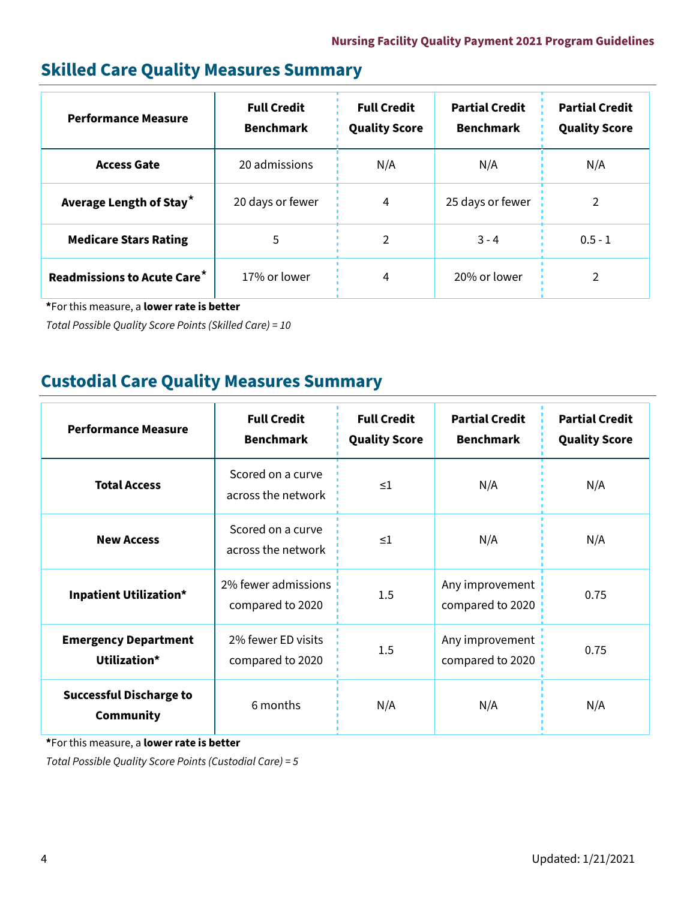## Skilled Care Quality Measures Summary

| Performance Measure | Full Credit Benchmark | Full Credit Quality Score | Partial Credit Benchmark | Partial Credit Quality Score |
|---|---|---|---|---|
| **Access Gate** | 20 admissions | N/A | N/A | N/A |
| **Average Length of Stay*** | 20 days or fewer | 4 | 25 days or fewer | 2 |
| **Medicare Stars Rating** | 5 | 2 | 3 - 4 | 0.5 - 1 |
| **Readmissions to Acute Care*** | 17% or lower | 4 | 20% or lower | 2 |

***For this measure, a **lower rate is better**

*Total Possible Quality Score Points (Skilled Care) = 10*

## Custodial Care Quality Measures Summary

| Performance Measure | Full Credit Benchmark | Full Credit Quality Score | Partial Credit Benchmark | Partial Credit Quality Score |
|---|---|---|---|---|
| **Total Access** | Scored on a curve across the network | ≤1 | N/A | N/A |
| **New Access** | Scored on a curve across the network | ≤1 | N/A | N/A |
| **Inpatient Utilization*** | 2% fewer admissions compared to 2020 | 1.5 | Any improvement compared to 2020 | 0.75 |
| **Emergency Department Utilization*** | 2% fewer ED visits compared to 2020 | 1.5 | Any improvement compared to 2020 | 0.75 |
| **Successful Discharge to Community** | 6 months | N/A | N/A | N/A |

***For this measure, a **lower rate is better**

*Total Possible Quality Score Points (Custodial Care) = 5*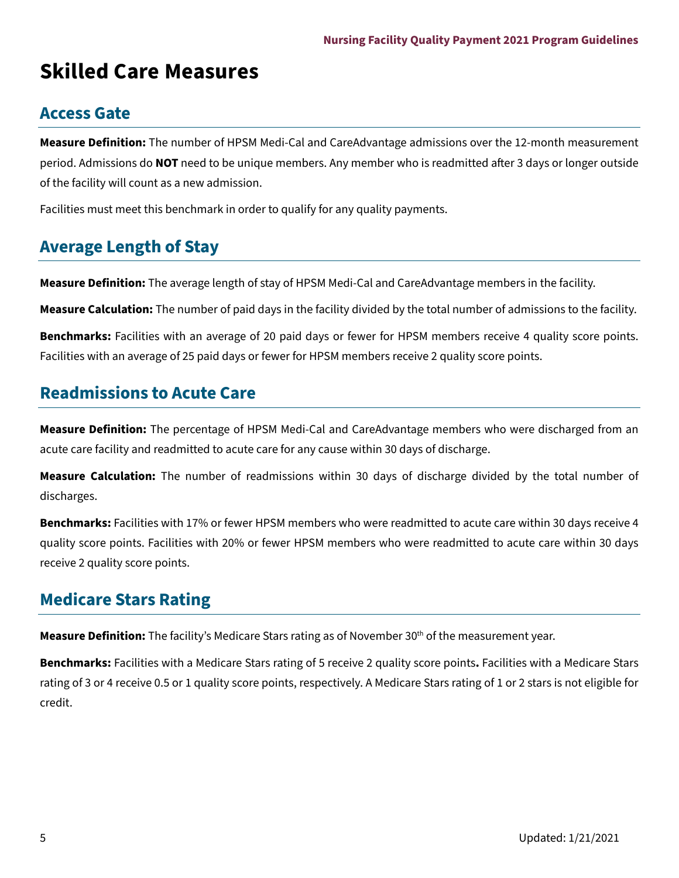# Skilled Care Measures

## Access Gate

**Measure Definition:** The number of HPSM Medi-Cal and CareAdvantage admissions over the 12-month measurement period. Admissions do **NOT** need to be unique members. Any member who is readmitted after 3 days or longer outside of the facility will count as a new admission.

Facilities must meet this benchmark in order to qualify for any quality payments.

## Average Length of Stay

**Measure Definition:** The average length of stay of HPSM Medi-Cal and CareAdvantage members in the facility.

**Measure Calculation:** The number of paid days in the facility divided by the total number of admissions to the facility.

**Benchmarks:** Facilities with an average of 20 paid days or fewer for HPSM members receive 4 quality score points. Facilities with an average of 25 paid days or fewer for HPSM members receive 2 quality score points.

## Readmissions to Acute Care

**Measure Definition:** The percentage of HPSM Medi-Cal and CareAdvantage members who were discharged from an acute care facility and readmitted to acute care for any cause within 30 days of discharge.

**Measure Calculation:** The number of readmissions within 30 days of discharge divided by the total number of discharges.

**Benchmarks:** Facilities with 17% or fewer HPSM members who were readmitted to acute care within 30 days receive 4 quality score points. Facilities with 20% or fewer HPSM members who were readmitted to acute care within 30 days receive 2 quality score points.

## Medicare Stars Rating

**Measure Definition:** The facility's Medicare Stars rating as of November 30th of the measurement year.

**Benchmarks:** Facilities with a Medicare Stars rating of 5 receive 2 quality score points**.** Facilities with a Medicare Stars rating of 3 or 4 receive 0.5 or 1 quality score points, respectively. A Medicare Stars rating of 1 or 2 stars is not eligible for credit.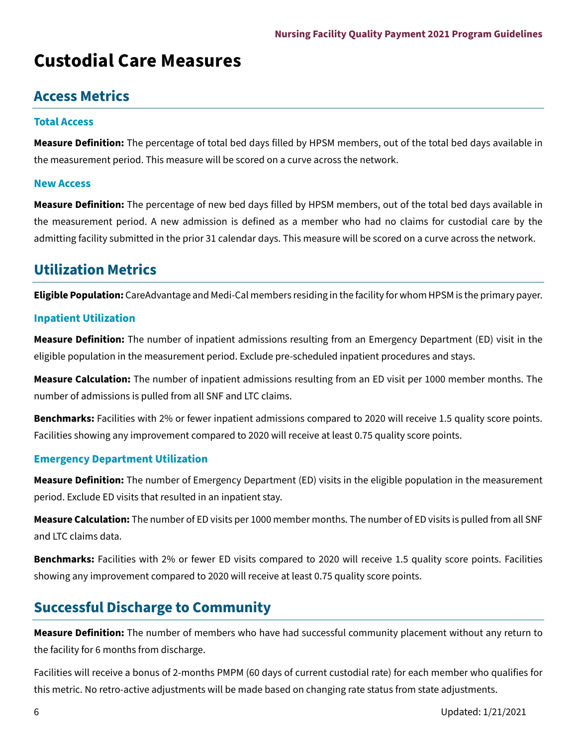# Custodial Care Measures

## Access Metrics

### Total Access

**Measure Definition:** The percentage of total bed days filled by HPSM members, out of the total bed days available in the measurement period. This measure will be scored on a curve across the network.

### New Access

**Measure Definition:** The percentage of new bed days filled by HPSM members, out of the total bed days available in the measurement period. A new admission is defined as a member who had no claims for custodial care by the admitting facility submitted in the prior 31 calendar days. This measure will be scored on a curve across the network.

## Utilization Metrics

**Eligible Population:** CareAdvantage and Medi-Cal members residing in the facility for whom HPSM is the primary payer.

### Inpatient Utilization

**Measure Definition:** The number of inpatient admissions resulting from an Emergency Department (ED) visit in the eligible population in the measurement period. Exclude pre-scheduled inpatient procedures and stays.

**Measure Calculation:** The number of inpatient admissions resulting from an ED visit per 1000 member months. The number of admissions is pulled from all SNF and LTC claims.

**Benchmarks:** Facilities with 2% or fewer inpatient admissions compared to 2020 will receive 1.5 quality score points. Facilities showing any improvement compared to 2020 will receive at least 0.75 quality score points.

### Emergency Department Utilization

**Measure Definition:** The number of Emergency Department (ED) visits in the eligible population in the measurement period. Exclude ED visits that resulted in an inpatient stay.

**Measure Calculation:** The number of ED visits per 1000 member months. The number of ED visits is pulled from all SNF and LTC claims data.

**Benchmarks:** Facilities with 2% or fewer ED visits compared to 2020 will receive 1.5 quality score points. Facilities showing any improvement compared to 2020 will receive at least 0.75 quality score points.

## Successful Discharge to Community

**Measure Definition:** The number of members who have had successful community placement without any return to the facility for 6 months from discharge.

Facilities will receive a bonus of 2-months PMPM (60 days of current custodial rate) for each member who qualifies for this metric. No retro-active adjustments will be made based on changing rate status from state adjustments.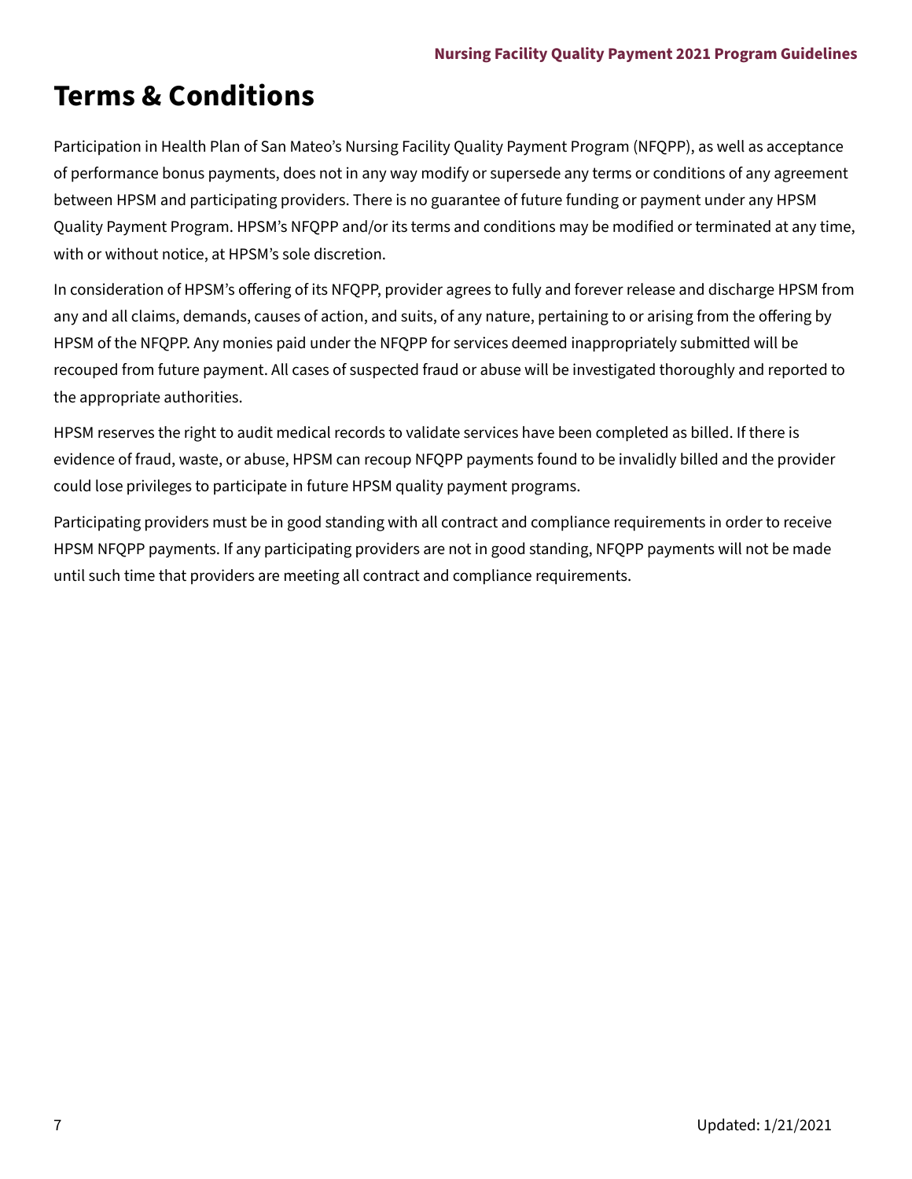# Terms & Conditions

Participation in Health Plan of San Mateo's Nursing Facility Quality Payment Program (NFQPP), as well as acceptance of performance bonus payments, does not in any way modify or supersede any terms or conditions of any agreement between HPSM and participating providers. There is no guarantee of future funding or payment under any HPSM Quality Payment Program. HPSM's NFQPP and/or its terms and conditions may be modified or terminated at any time, with or without notice, at HPSM's sole discretion.

In consideration of HPSM's offering of its NFQPP, provider agrees to fully and forever release and discharge HPSM from any and all claims, demands, causes of action, and suits, of any nature, pertaining to or arising from the offering by HPSM of the NFQPP. Any monies paid under the NFQPP for services deemed inappropriately submitted will be recouped from future payment. All cases of suspected fraud or abuse will be investigated thoroughly and reported to the appropriate authorities.

HPSM reserves the right to audit medical records to validate services have been completed as billed. If there is evidence of fraud, waste, or abuse, HPSM can recoup NFQPP payments found to be invalidly billed and the provider could lose privileges to participate in future HPSM quality payment programs.

Participating providers must be in good standing with all contract and compliance requirements in order to receive HPSM NFQPP payments. If any participating providers are not in good standing, NFQPP payments will not be made until such time that providers are meeting all contract and compliance requirements.